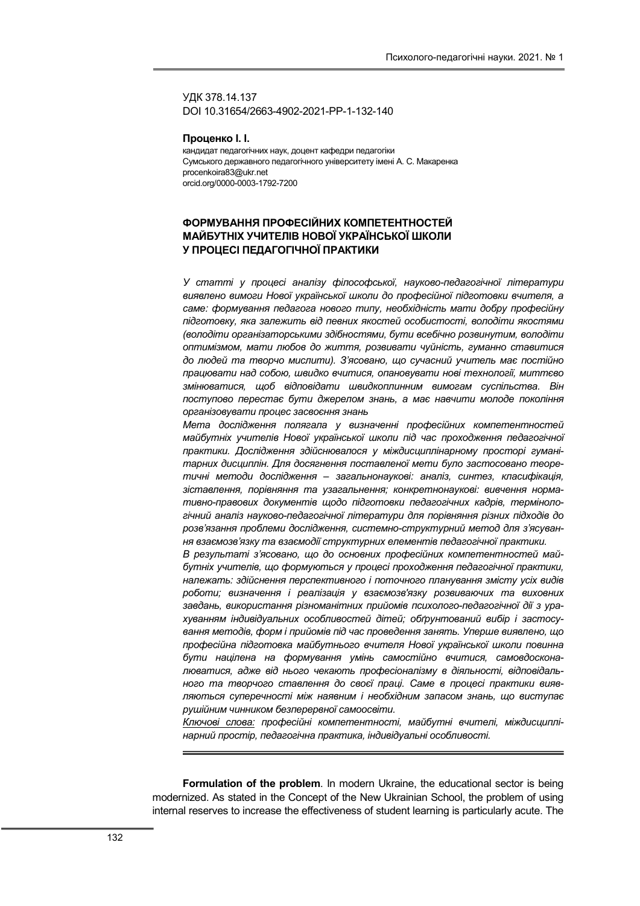УДК 378.14.137
DOI 10.31654/2663-4902-2021-PP-1-132-140

**Проценко І. І.**
кандидат педагогічних наук, доцент кафедри педагогіки
Сумського державного педагогічного університету імені А. С. Макаренка
procenkoira83@ukr.net
orcid.org/0000-0003-1792-7200

# ФОРМУВАННЯ ПРОФЕСІЙНИХ КОМПЕТЕНТНОСТЕЙ МАЙБУТНІХ УЧИТЕЛІВ НОВОЇ УКРАЇНСЬКОЇ ШКОЛИ У ПРОЦЕСІ ПЕДАГОГІЧНОЇ ПРАКТИКИ

*У статті у процесі аналізу філософської, науково-педагогічної літератури виявлено вимоги Нової української школи до професійної підготовки вчителя, а саме: формування педагога нового типу, необхідність мати добру професійну підготовку, яка залежить від певних якостей особистості, володіти якостями (володіти організаторськими здібностями, бути всебічно розвинутим, володіти оптимізмом, мати любов до життя, розвивати чуйність, гуманно ставитися до людей та творчо мислити). З'ясовано, що сучасний учитель має постійно працювати над собою, швидко вчитися, опановувати нові технології, миттєво змінюватися, щоб відповідати швидкоплинним вимогам суспільства. Він поступово перестає бути джерелом знань, а має навчити молоде покоління організовувати процес засвоєння знань*

*Мета дослідження полягала у визначенні професійних компетентностей майбутніх учителів Нової української школи під час проходження педагогічної практики. Дослідження здійснювалося у міждисциплінарному просторі гуманітарних дисциплін. Для досягнення поставленої мети було застосовано теоретичні методи дослідження – загальнонаукові: аналіз, синтез, класифікація, зіставлення, порівняння та узагальнення; конкретнонаукові: вивчення нормативно-правових документів щодо підготовки педагогічних кадрів, термінологічний аналіз науково-педагогічної літератури для порівняння різних підходів до розв'язання проблеми дослідження, системно-структурний метод для з'ясування взаємозв'язку та взаємодії структурних елементів педагогічної практики.*

*В результаті з'ясовано, що до основних професійних компетентностей майбутніх учителів, що формуються у процесі проходження педагогічної практики, належать: здійснення перспективного і поточного планування змісту усіх видів роботи; визначення і реалізація у взаємозв'язку розвиваючих та виховних завдань, використання різноманітних прийомів психолого-педагогічної дії з урахуванням індивідуальних особливостей дітей; обґрунтований вибір і застосування методів, форм і прийомів під час проведення занять. Уперше виявлено, що професійна підготовка майбутнього вчителя Нової української школи повинна бути націлена на формування умінь самостійно вчитися, самовдосконалюватися, адже від нього чекають професіоналізму в діяльності, відповідального та творчого ставлення до своєї праці. Саме в процесі практики виявляються суперечності між наявним і необхідним запасом знань, що виступає рушійним чинником безперервної самоосвіти.*

*<u>Ключові слова:</u> професійні компетентності, майбутні вчителі, міждисциплінарний простір, педагогічна практика, індивідуальні особливості.*

**Formulation of the problem**. In modern Ukraine, the educational sector is being modernized. As stated in the Concept of the New Ukrainian School, the problem of using internal reserves to increase the effectiveness of student learning is particularly acute. The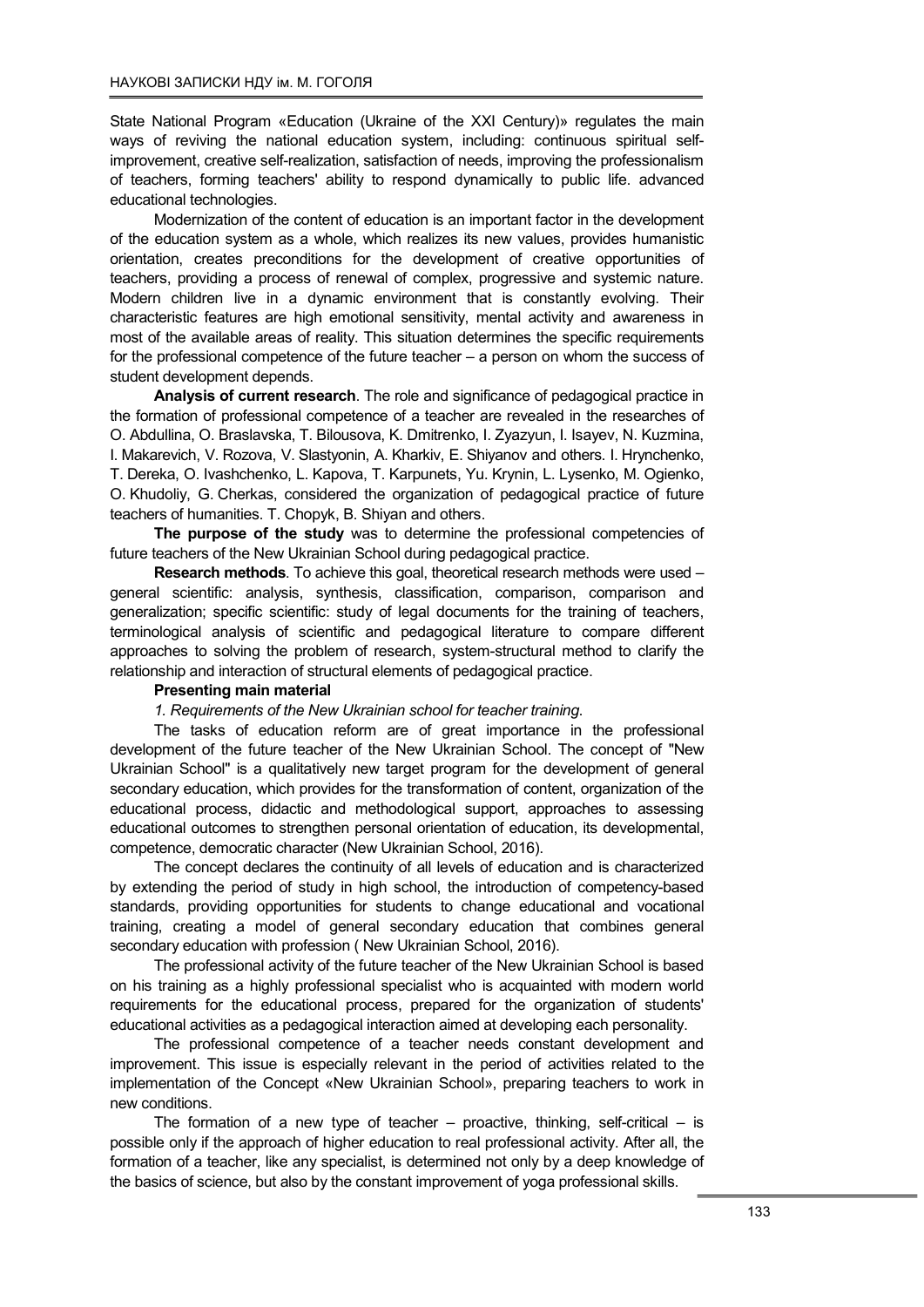State National Program «Education (Ukraine of the XXI Century)» regulates the main ways of reviving the national education system, including: continuous spiritual self-improvement, creative self-realization, satisfaction of needs, improving the professionalism of teachers, forming teachers' ability to respond dynamically to public life. advanced educational technologies.

Modernization of the content of education is an important factor in the development of the education system as a whole, which realizes its new values, provides humanistic orientation, creates preconditions for the development of creative opportunities of teachers, providing a process of renewal of complex, progressive and systemic nature. Modern children live in a dynamic environment that is constantly evolving. Their characteristic features are high emotional sensitivity, mental activity and awareness in most of the available areas of reality. This situation determines the specific requirements for the professional competence of the future teacher – a person on whom the success of student development depends.

**Analysis of current research**. The role and significance of pedagogical practice in the formation of professional competence of a teacher are revealed in the researches of O. Abdullina, O. Braslavska, T. Bilousova, K. Dmitrenko, I. Zyazyun, I. Isayev, N. Kuzmina, I. Makarevich, V. Rozova, V. Slastyonin, A. Kharkiv, E. Shiyanov and others. I. Hrynchenko, T. Dereka, O. Ivashchenko, L. Kapova, T. Karpunets, Yu. Krynin, L. Lysenko, M. Ogienko, O. Khudoliy, G. Cherkas, considered the organization of pedagogical practice of future teachers of humanities. T. Chopyk, B. Shiyan and others.

**The purpose of the study** was to determine the professional competencies of future teachers of the New Ukrainian School during pedagogical practice.

**Research methods**. To achieve this goal, theoretical research methods were used – general scientific: analysis, synthesis, classification, comparison, comparison and generalization; specific scientific: study of legal documents for the training of teachers, terminological analysis of scientific and pedagogical literature to compare different approaches to solving the problem of research, system-structural method to clarify the relationship and interaction of structural elements of pedagogical practice.

**Presenting main material**

*1. Requirements of the New Ukrainian school for teacher training.*

The tasks of education reform are of great importance in the professional development of the future teacher of the New Ukrainian School. The concept of "New Ukrainian School" is a qualitatively new target program for the development of general secondary education, which provides for the transformation of content, organization of the educational process, didactic and methodological support, approaches to assessing educational outcomes to strengthen personal orientation of education, its developmental, competence, democratic character (New Ukrainian School, 2016).

The concept declares the continuity of all levels of education and is characterized by extending the period of study in high school, the introduction of competency-based standards, providing opportunities for students to change educational and vocational training, creating a model of general secondary education that combines general secondary education with profession ( New Ukrainian School, 2016).

The professional activity of the future teacher of the New Ukrainian School is based on his training as a highly professional specialist who is acquainted with modern world requirements for the educational process, prepared for the organization of students' educational activities as a pedagogical interaction aimed at developing each personality.

The professional competence of a teacher needs constant development and improvement. This issue is especially relevant in the period of activities related to the implementation of the Concept «New Ukrainian School», preparing teachers to work in new conditions.

The formation of a new type of teacher – proactive, thinking, self-critical – is possible only if the approach of higher education to real professional activity. After all, the formation of a teacher, like any specialist, is determined not only by a deep knowledge of the basics of science, but also by the constant improvement of yoga professional skills.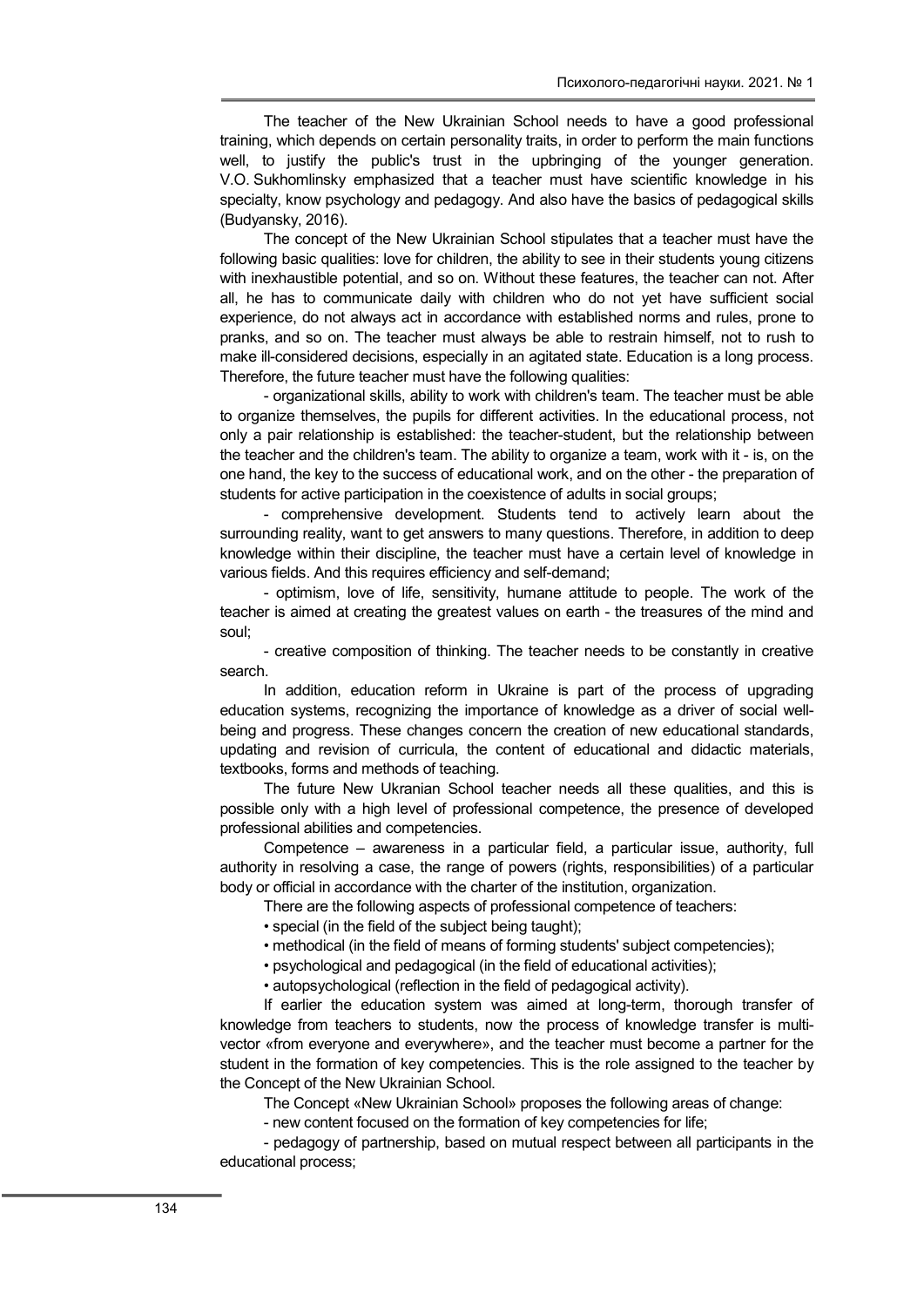The teacher of the New Ukrainian School needs to have a good professional training, which depends on certain personality traits, in order to perform the main functions well, to justify the public's trust in the upbringing of the younger generation. V.O. Sukhomlinsky emphasized that a teacher must have scientific knowledge in his specialty, know psychology and pedagogy. And also have the basics of pedagogical skills (Budyansky, 2016).

The concept of the New Ukrainian School stipulates that a teacher must have the following basic qualities: love for children, the ability to see in their students young citizens with inexhaustible potential, and so on. Without these features, the teacher can not. After all, he has to communicate daily with children who do not yet have sufficient social experience, do not always act in accordance with established norms and rules, prone to pranks, and so on. The teacher must always be able to restrain himself, not to rush to make ill-considered decisions, especially in an agitated state. Education is a long process. Therefore, the future teacher must have the following qualities:

- organizational skills, ability to work with children's team. The teacher must be able to organize themselves, the pupils for different activities. In the educational process, not only a pair relationship is established: the teacher-student, but the relationship between the teacher and the children's team. The ability to organize a team, work with it - is, on the one hand, the key to the success of educational work, and on the other - the preparation of students for active participation in the coexistence of adults in social groups;
- comprehensive development. Students tend to actively learn about the surrounding reality, want to get answers to many questions. Therefore, in addition to deep knowledge within their discipline, the teacher must have a certain level of knowledge in various fields. And this requires efficiency and self-demand;
- optimism, love of life, sensitivity, humane attitude to people. The work of the teacher is aimed at creating the greatest values on earth - the treasures of the mind and soul;
- creative composition of thinking. The teacher needs to be constantly in creative search.

In addition, education reform in Ukraine is part of the process of upgrading education systems, recognizing the importance of knowledge as a driver of social well-being and progress. These changes concern the creation of new educational standards, updating and revision of curricula, the content of educational and didactic materials, textbooks, forms and methods of teaching.

The future New Ukranian School teacher needs all these qualities, and this is possible only with a high level of professional competence, the presence of developed professional abilities and competencies.

Competence – awareness in a particular field, a particular issue, authority, full authority in resolving a case, the range of powers (rights, responsibilities) of a particular body or official in accordance with the charter of the institution, organization.

There are the following aspects of professional competence of teachers:

- special (in the field of the subject being taught);
- methodical (in the field of means of forming students' subject competencies);
- psychological and pedagogical (in the field of educational activities);
- autopsychological (reflection in the field of pedagogical activity).

If earlier the education system was aimed at long-term, thorough transfer of knowledge from teachers to students, now the process of knowledge transfer is multi-vector «from everyone and everywhere», and the teacher must become a partner for the student in the formation of key competencies. This is the role assigned to the teacher by the Concept of the New Ukrainian School.

The Concept «New Ukrainian School» proposes the following areas of change:

- new content focused on the formation of key competencies for life;
- pedagogy of partnership, based on mutual respect between all participants in the educational process;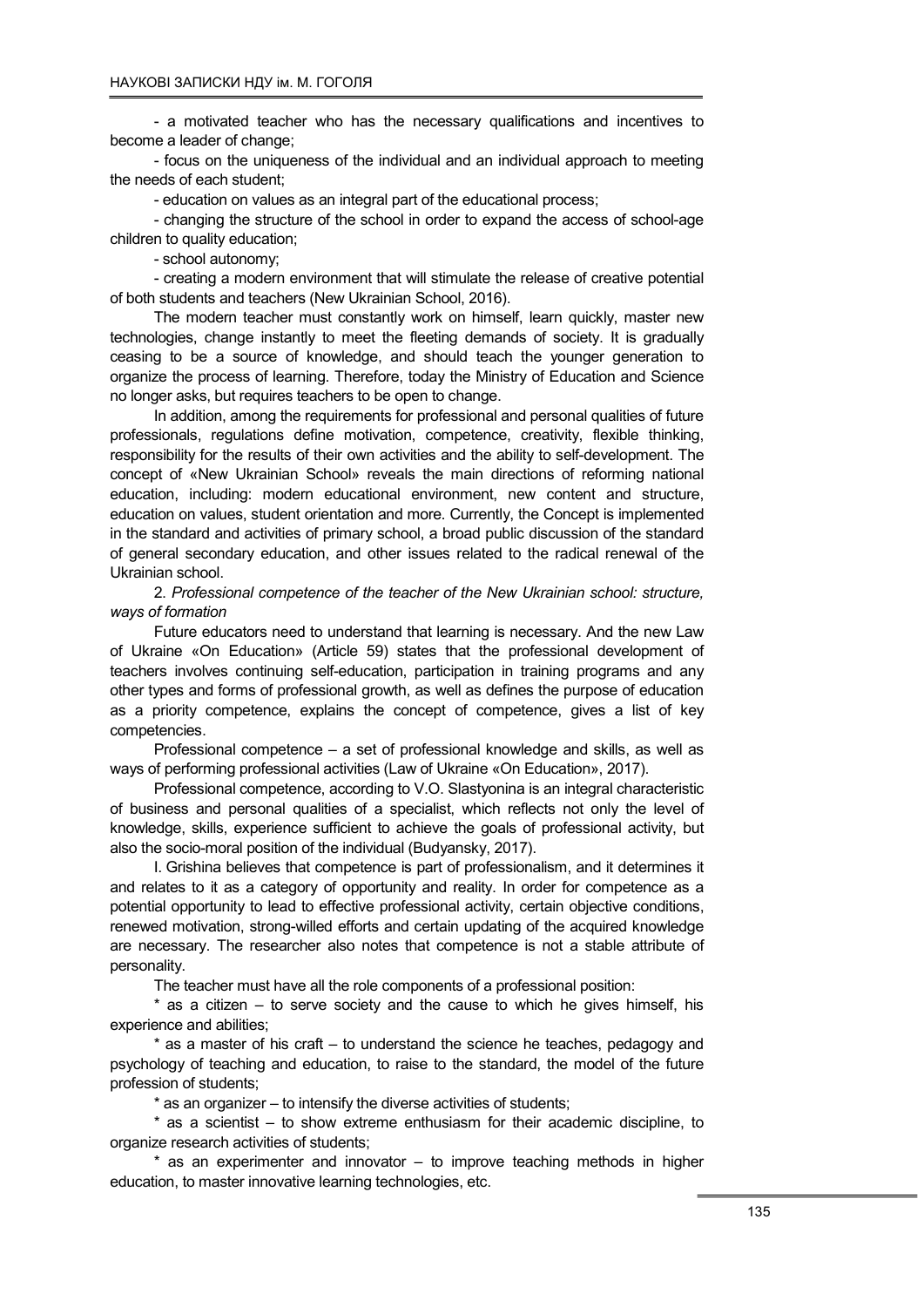- a motivated teacher who has the necessary qualifications and incentives to become a leader of change;

- focus on the uniqueness of the individual and an individual approach to meeting the needs of each student;

- education on values as an integral part of the educational process;

- changing the structure of the school in order to expand the access of school-age children to quality education;

- school autonomy;

- creating a modern environment that will stimulate the release of creative potential of both students and teachers (New Ukrainian School, 2016).

The modern teacher must constantly work on himself, learn quickly, master new technologies, change instantly to meet the fleeting demands of society. It is gradually ceasing to be a source of knowledge, and should teach the younger generation to organize the process of learning. Therefore, today the Ministry of Education and Science no longer asks, but requires teachers to be open to change.

In addition, among the requirements for professional and personal qualities of future professionals, regulations define motivation, competence, creativity, flexible thinking, responsibility for the results of their own activities and the ability to self-development. The concept of «New Ukrainian School» reveals the main directions of reforming national education, including: modern educational environment, new content and structure, education on values, student orientation and more. Currently, the Concept is implemented in the standard and activities of primary school, a broad public discussion of the standard of general secondary education, and other issues related to the radical renewal of the Ukrainian school.

2. *Professional competence of the teacher of the New Ukrainian school: structure, ways of formation*

Future educators need to understand that learning is necessary. And the new Law of Ukraine «On Education» (Article 59) states that the professional development of teachers involves continuing self-education, participation in training programs and any other types and forms of professional growth, as well as defines the purpose of education as a priority competence, explains the concept of competence, gives a list of key competencies.

Professional competence – a set of professional knowledge and skills, as well as ways of performing professional activities (Law of Ukraine «On Education», 2017).

Professional competence, according to V.O. Slastyonina is an integral characteristic of business and personal qualities of a specialist, which reflects not only the level of knowledge, skills, experience sufficient to achieve the goals of professional activity, but also the socio-moral position of the individual (Budyansky, 2017).

I. Grishina believes that competence is part of professionalism, and it determines it and relates to it as a category of opportunity and reality. In order for competence as a potential opportunity to lead to effective professional activity, certain objective conditions, renewed motivation, strong-willed efforts and certain updating of the acquired knowledge are necessary. The researcher also notes that competence is not a stable attribute of personality.

The teacher must have all the role components of a professional position:

* as a citizen – to serve society and the cause to which he gives himself, his experience and abilities;

* as a master of his craft – to understand the science he teaches, pedagogy and psychology of teaching and education, to raise to the standard, the model of the future profession of students;

* as an organizer – to intensify the diverse activities of students;

* as a scientist – to show extreme enthusiasm for their academic discipline, to organize research activities of students;

* as an experimenter and innovator – to improve teaching methods in higher education, to master innovative learning technologies, etc.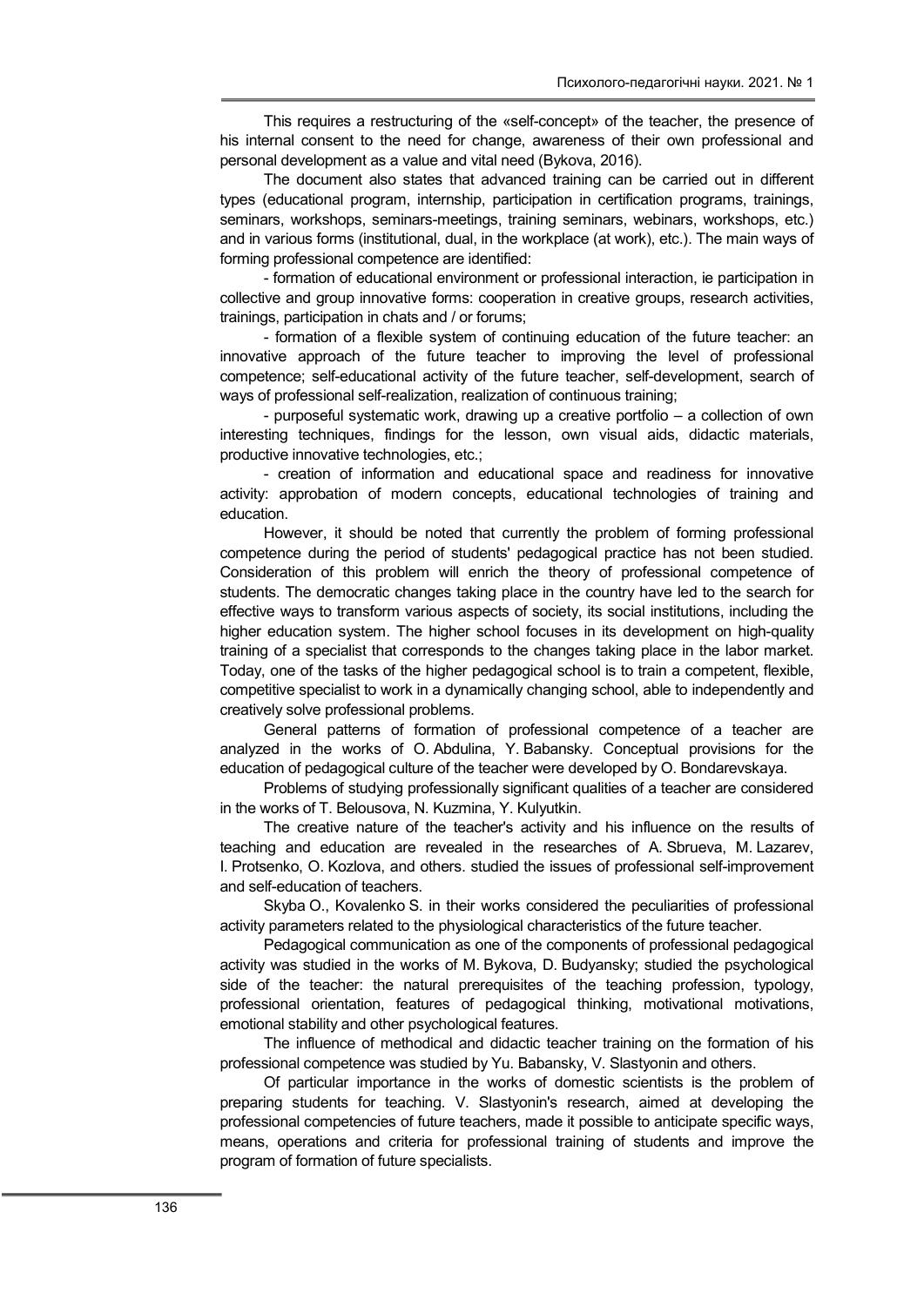This requires a restructuring of the «self-concept» of the teacher, the presence of his internal consent to the need for change, awareness of their own professional and personal development as a value and vital need (Bykova, 2016).

The document also states that advanced training can be carried out in different types (educational program, internship, participation in certification programs, trainings, seminars, workshops, seminars-meetings, training seminars, webinars, workshops, etc.) and in various forms (institutional, dual, in the workplace (at work), etc.). The main ways of forming professional competence are identified:

- formation of educational environment or professional interaction, ie participation in collective and group innovative forms: cooperation in creative groups, research activities, trainings, participation in chats and / or forums;

- formation of a flexible system of continuing education of the future teacher: an innovative approach of the future teacher to improving the level of professional competence; self-educational activity of the future teacher, self-development, search of ways of professional self-realization, realization of continuous training;

- purposeful systematic work, drawing up a creative portfolio – a collection of own interesting techniques, findings for the lesson, own visual aids, didactic materials, productive innovative technologies, etc.;

- creation of information and educational space and readiness for innovative activity: approbation of modern concepts, educational technologies of training and education.

However, it should be noted that currently the problem of forming professional competence during the period of students' pedagogical practice has not been studied. Consideration of this problem will enrich the theory of professional competence of students. The democratic changes taking place in the country have led to the search for effective ways to transform various aspects of society, its social institutions, including the higher education system. The higher school focuses in its development on high-quality training of a specialist that corresponds to the changes taking place in the labor market. Today, one of the tasks of the higher pedagogical school is to train a competent, flexible, competitive specialist to work in a dynamically changing school, able to independently and creatively solve professional problems.

General patterns of formation of professional competence of a teacher are analyzed in the works of O. Abdulina, Y. Babansky. Conceptual provisions for the education of pedagogical culture of the teacher were developed by O. Bondarevskaya.

Problems of studying professionally significant qualities of a teacher are considered in the works of T. Belousova, N. Kuzmina, Y. Kulyutkin.

The creative nature of the teacher's activity and his influence on the results of teaching and education are revealed in the researches of A. Sbrueva, M. Lazarev, I. Protsenko, O. Kozlova, and others. studied the issues of professional self-improvement and self-education of teachers.

Skyba O., Kovalenko S. in their works considered the peculiarities of professional activity parameters related to the physiological characteristics of the future teacher.

Pedagogical communication as one of the components of professional pedagogical activity was studied in the works of M. Bykova, D. Budyansky; studied the psychological side of the teacher: the natural prerequisites of the teaching profession, typology, professional orientation, features of pedagogical thinking, motivational motivations, emotional stability and other psychological features.

The influence of methodical and didactic teacher training on the formation of his professional competence was studied by Yu. Babansky, V. Slastyonin and others.

Of particular importance in the works of domestic scientists is the problem of preparing students for teaching. V. Slastyonin's research, aimed at developing the professional competencies of future teachers, made it possible to anticipate specific ways, means, operations and criteria for professional training of students and improve the program of formation of future specialists.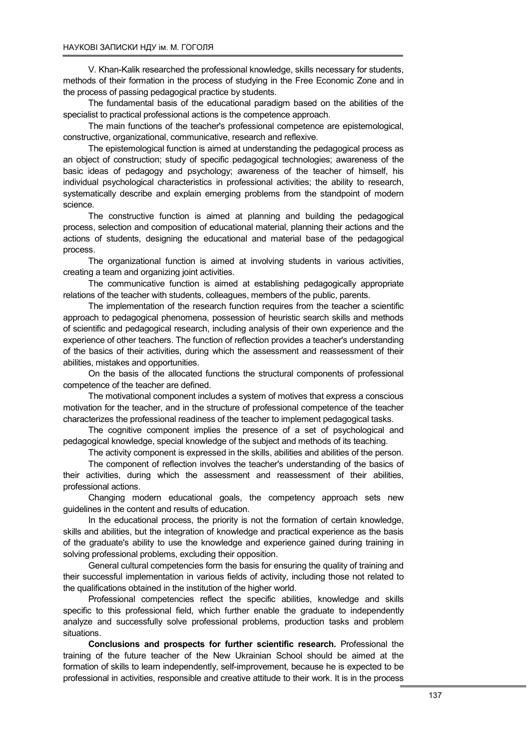V. Khan-Kalik researched the professional knowledge, skills necessary for students, methods of their formation in the process of studying in the Free Economic Zone and in the process of passing pedagogical practice by students.

The fundamental basis of the educational paradigm based on the abilities of the specialist to practical professional actions is the competence approach.

The main functions of the teacher's professional competence are epistemological, constructive, organizational, communicative, research and reflexive.

The epistemological function is aimed at understanding the pedagogical process as an object of construction; study of specific pedagogical technologies; awareness of the basic ideas of pedagogy and psychology; awareness of the teacher of himself, his individual psychological characteristics in professional activities; the ability to research, systematically describe and explain emerging problems from the standpoint of modern science.

The constructive function is aimed at planning and building the pedagogical process, selection and composition of educational material, planning their actions and the actions of students, designing the educational and material base of the pedagogical process.

The organizational function is aimed at involving students in various activities, creating a team and organizing joint activities.

The communicative function is aimed at establishing pedagogically appropriate relations of the teacher with students, colleagues, members of the public, parents.

The implementation of the research function requires from the teacher a scientific approach to pedagogical phenomena, possession of heuristic search skills and methods of scientific and pedagogical research, including analysis of their own experience and the experience of other teachers. The function of reflection provides a teacher's understanding of the basics of their activities, during which the assessment and reassessment of their abilities, mistakes and opportunities.

On the basis of the allocated functions the structural components of professional competence of the teacher are defined.

The motivational component includes a system of motives that express a conscious motivation for the teacher, and in the structure of professional competence of the teacher characterizes the professional readiness of the teacher to implement pedagogical tasks.

The cognitive component implies the presence of a set of psychological and pedagogical knowledge, special knowledge of the subject and methods of its teaching.

The activity component is expressed in the skills, abilities and abilities of the person.

The component of reflection involves the teacher's understanding of the basics of their activities, during which the assessment and reassessment of their abilities, professional actions.

Changing modern educational goals, the competency approach sets new guidelines in the content and results of education.

In the educational process, the priority is not the formation of certain knowledge, skills and abilities, but the integration of knowledge and practical experience as the basis of the graduate's ability to use the knowledge and experience gained during training in solving professional problems, excluding their opposition.

General cultural competencies form the basis for ensuring the quality of training and their successful implementation in various fields of activity, including those not related to the qualifications obtained in the institution of the higher world.

Professional competencies reflect the specific abilities, knowledge and skills specific to this professional field, which further enable the graduate to independently analyze and successfully solve professional problems, production tasks and problem situations.

**Conclusions and prospects for further scientific research.** Professional the training of the future teacher of the New Ukrainian School should be aimed at the formation of skills to learn independently, self-improvement, because he is expected to be professional in activities, responsible and creative attitude to their work. It is in the process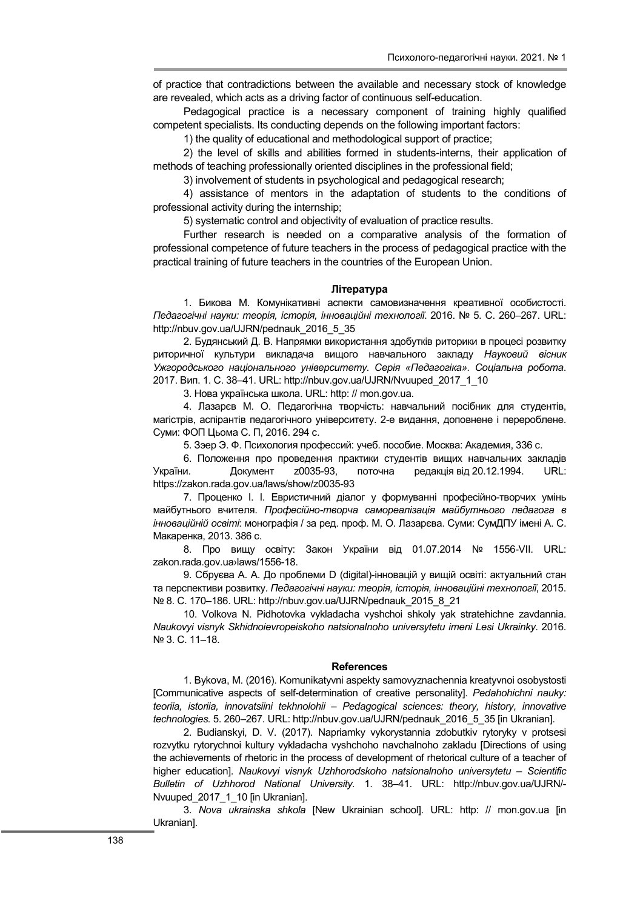of practice that contradictions between the available and necessary stock of knowledge are revealed, which acts as a driving factor of continuous self-education.

Pedagogical practice is a necessary component of training highly qualified competent specialists. Its conducting depends on the following important factors:

1) the quality of educational and methodological support of practice;

2) the level of skills and abilities formed in students-interns, their application of methods of teaching professionally oriented disciplines in the professional field;

3) involvement of students in psychological and pedagogical research;

4) assistance of mentors in the adaptation of students to the conditions of professional activity during the internship;

5) systematic control and objectivity of evaluation of practice results.

Further research is needed on a comparative analysis of the formation of professional competence of future teachers in the process of pedagogical practice with the practical training of future teachers in the countries of the European Union.

## Література

1. Бикова М. Комунікативні аспекти самовизначення креативної особистості. *Педагогічні науки: теорія, історія, інноваційні технології*. 2016. № 5. С. 260–267. URL: http://nbuv.gov.ua/UJRN/pednauk_2016_5_35

2. Будянський Д. В. Напрямки використання здобутків риторики в процесі розвитку риторичної культури викладача вищого навчального закладу *Науковий вісник Ужгородського національного університету. Серія «Педагогіка». Соціальна робота*. 2017. Вип. 1. С. 38–41. URL: http://nbuv.gov.ua/UJRN/Nvuuped_2017_1_10

3. Нова українська школа. URL: http: // mon.gov.ua.

4. Лазарєв М. О. Педагогічна творчість: навчальний посібник для студентів, магістрів, аспірантів педагогічного університету. 2-е видання, доповнене і перероблене. Суми: ФОП Цьома С. П, 2016. 294 с.

5. Зэер Э. Ф. Психология профессий: учеб. пособие. Москва: Академия, 336 с.

6. Положення про проведення практики студентів вищих навчальних закладів України. Документ z0035-93, поточна редакція від 20.12.1994. URL: https://zakon.rada.gov.ua/laws/show/z0035-93

7. Проценко І. І. Евристичний діалог у формуванні професійно-творчих умінь майбутнього вчителя. *Професійно-творча самореалізація майбутнього педагога в інноваційній освіті*: монографія / за ред. проф. М. О. Лазарєва. Суми: СумДПУ імені А. С. Макаренка, 2013. 386 с.

8. Про вищу освіту: Закон України від 01.07.2014 № 1556-VII. URL: zakon.rada.gov.ua›laws/1556-18.

9. Сбруєва А. А. До проблеми D (digital)-інновацій у вищій освіті: актуальний стан та перспективи розвитку. *Педагогічні науки: теорія, історія, інноваційні технології*, 2015. № 8. С. 170–186. URL: http://nbuv.gov.ua/UJRN/pednauk_2015_8_21

10. Volkova N. Pidhotovka vykladacha vyshchoi shkoly yak stratehichne zavdannia. *Naukovyi visnyk Skhidnoievropeiskoho natsionalnoho universytetu imeni Lesi Ukrainky*. 2016. № 3. С. 11–18.

## References

1. Bykova, M. (2016). Komunikatyvni aspekty samovyznachennia kreatyvnoi osobystosti [Communicative aspects of self-determination of creative personality]. *Pedahohichni nauky: teoriia, istoriia, innovatsiini tekhnolohii – Pedagogical sciences: theory, history, innovative technologies.* 5. 260–267. URL: http://nbuv.gov.ua/UJRN/pednauk_2016_5_35 [in Ukranian].

2. Budianskyi, D. V. (2017). Napriamky vykorystannia zdobutkiv rytoryky v protsesi rozvytku rytorychnoi kultury vykladacha vyshchoho navchalnoho zakladu [Directions of using the achievements of rhetoric in the process of development of rhetorical culture of a teacher of higher education]. *Naukovyi visnyk Uzhhorodskoho natsionalnoho universytetu – Scientific Bulletin of Uzhhorod National University.* 1. 38–41. URL: http://nbuv.gov.ua/UJRN/-Nvuuped_2017_1_10 [in Ukranian].

3. *Nova ukrainska shkola* [New Ukrainian school]. URL: http: // mon.gov.ua [in Ukranian].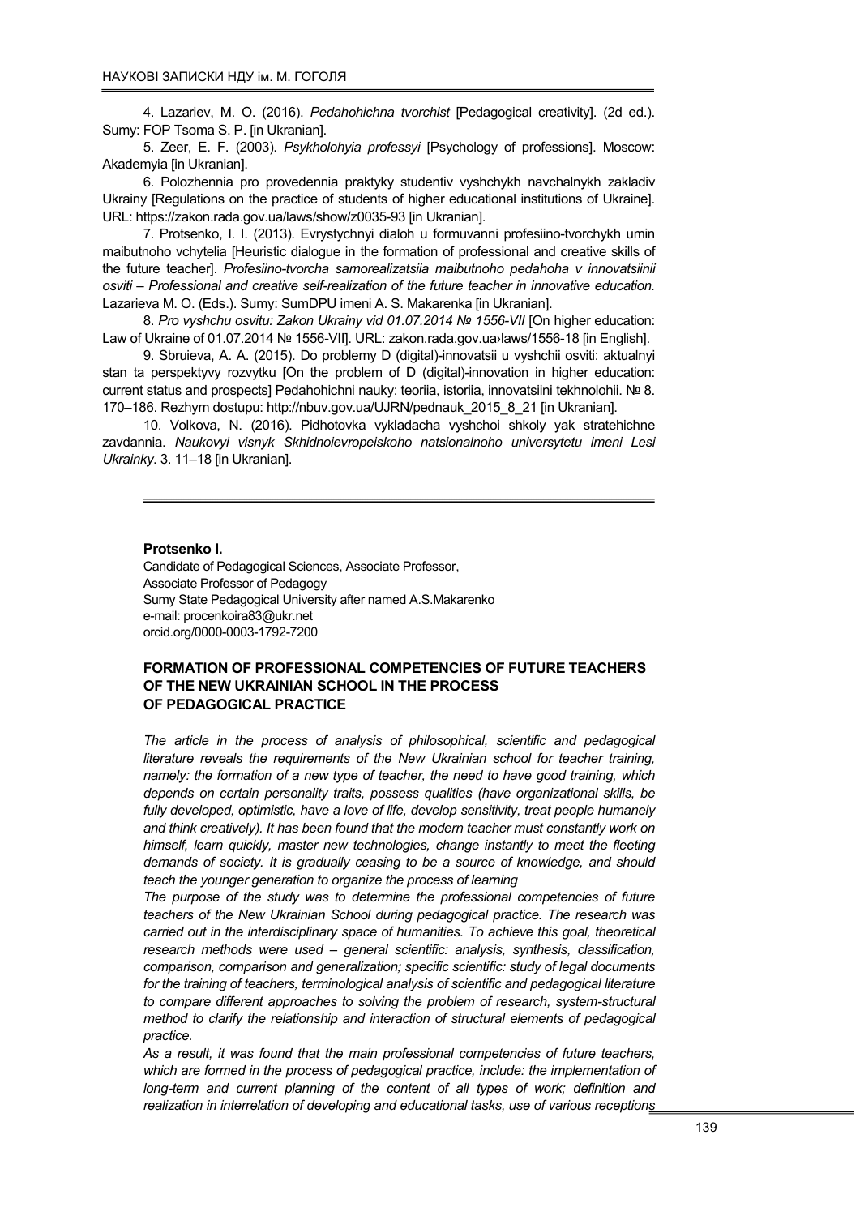4. Lazariev, M. O. (2016). *Pedahohichna tvorchist* [Pedagogical creativity]. (2d ed.). Sumy: FOP Tsoma S. P. [in Ukranian].

5. Zeer, E. F. (2003). *Psykholohyia professyi* [Psychology of professions]. Moscow: Akademyia [in Ukranian].

6. Polozhennia pro provedennia praktyky studentiv vyshchykh navchalnykh zakladiv Ukrainy [Regulations on the practice of students of higher educational institutions of Ukraine]. URL: https://zakon.rada.gov.ua/laws/show/z0035-93 [in Ukranian].

7. Protsenko, I. I. (2013). Evrystychnyi dialoh u formuvanni profesiino-tvorchykh umin maibutnoho vchytelia [Heuristic dialogue in the formation of professional and creative skills of the future teacher]. *Profesiino-tvorcha samorealizatsiia maibutnoho pedahoha v innovatsiinii osviti – Professional and creative self-realization of the future teacher in innovative education.* Lazarieva M. O. (Eds.). Sumy: SumDPU imeni A. S. Makarenka [in Ukranian].

8. *Pro vyshchu osvitu: Zakon Ukrainy vid 01.07.2014 № 1556-VII* [On higher education: Law of Ukraine of 01.07.2014 № 1556-VII]. URL: zakon.rada.gov.ua›laws/1556-18 [in English].

9. Sbruieva, A. A. (2015). Do problemy D (digital)-innovatsii u vyshchii osviti: aktualnyi stan ta perspektyvy rozvytku [On the problem of D (digital)-innovation in higher education: current status and prospects] Pedahohichni nauky: teoriia, istoriia, innovatsiini tekhnolohii. № 8. 170–186. Rezhym dostupu: http://nbuv.gov.ua/UJRN/pednauk_2015_8_21 [in Ukranian].

10. Volkova, N. (2016). Pidhotovka vykladacha vyshchoi shkoly yak stratehichne zavdannia. *Naukovyi visnyk Skhidnoievropeiskoho natsionalnoho universytetu imeni Lesi Ukrainky*. 3. 11–18 [in Ukranian].

---

**Protsenko I.**
Candidate of Pedagogical Sciences, Associate Professor,
Associate Professor of Pedagogy
Sumy State Pedagogical University after named A.S.Makarenko
e-mail: procenkoira83@ukr.net
orcid.org/0000-0003-1792-7200

## FORMATION OF PROFESSIONAL COMPETENCIES OF FUTURE TEACHERS OF THE NEW UKRAINIAN SCHOOL IN THE PROCESS OF PEDAGOGICAL PRACTICE

*The article in the process of analysis of philosophical, scientific and pedagogical literature reveals the requirements of the New Ukrainian school for teacher training, namely: the formation of a new type of teacher, the need to have good training, which depends on certain personality traits, possess qualities (have organizational skills, be fully developed, optimistic, have a love of life, develop sensitivity, treat people humanely and think creatively). It has been found that the modern teacher must constantly work on himself, learn quickly, master new technologies, change instantly to meet the fleeting demands of society. It is gradually ceasing to be a source of knowledge, and should teach the younger generation to organize the process of learning*

*The purpose of the study was to determine the professional competencies of future teachers of the New Ukrainian School during pedagogical practice. The research was carried out in the interdisciplinary space of humanities. To achieve this goal, theoretical research methods were used – general scientific: analysis, synthesis, classification, comparison, comparison and generalization; specific scientific: study of legal documents for the training of teachers, terminological analysis of scientific and pedagogical literature to compare different approaches to solving the problem of research, system-structural method to clarify the relationship and interaction of structural elements of pedagogical practice.*

*As a result, it was found that the main professional competencies of future teachers, which are formed in the process of pedagogical practice, include: the implementation of long-term and current planning of the content of all types of work; definition and realization in interrelation of developing and educational tasks, use of various receptions*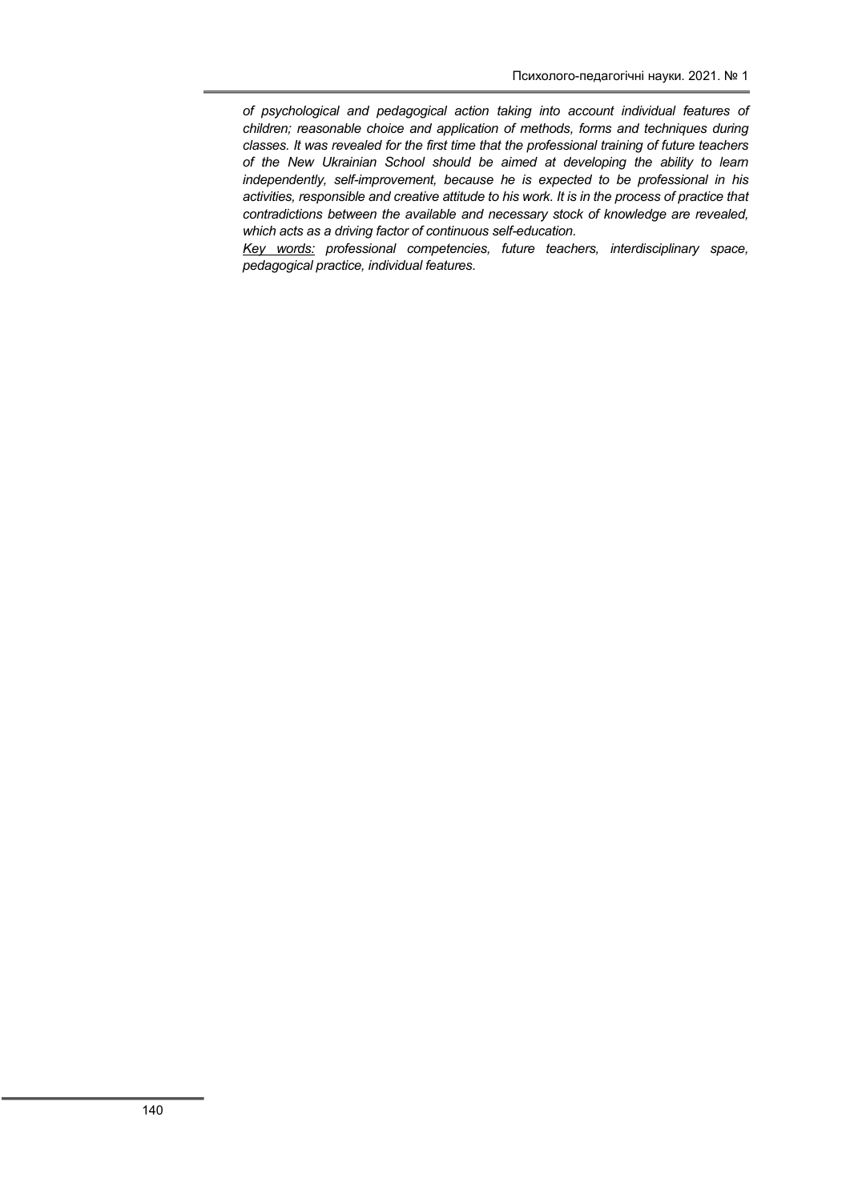*of psychological and pedagogical action taking into account individual features of children; reasonable choice and application of methods, forms and techniques during classes. It was revealed for the first time that the professional training of future teachers of the New Ukrainian School should be aimed at developing the ability to learn independently, self-improvement, because he is expected to be professional in his activities, responsible and creative attitude to his work. It is in the process of practice that contradictions between the available and necessary stock of knowledge are revealed, which acts as a driving factor of continuous self-education.*

*<u>Key words:</u> professional competencies, future teachers, interdisciplinary space, pedagogical practice, individual features.*